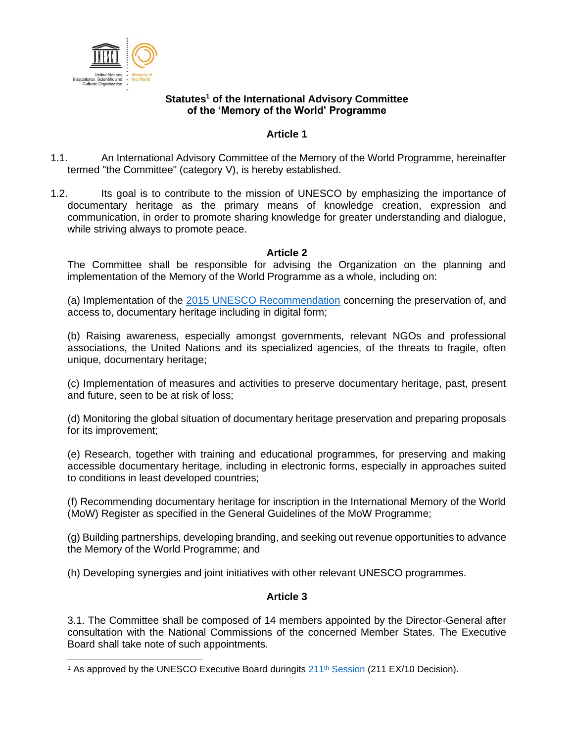# Statutes[1] of the International Advisory Committee of the 'Memory of the World' Programme

## Article 1

1.1. An International Advisory Committee of the Memory of the World Programme, hereinafter termed "the Committee" (category V), is hereby established.

1.2. Its goal is to contribute to the mission of UNESCO by emphasizing the importance of documentary heritage as the primary means of knowledge creation, expression and communication, in order to promote sharing knowledge for greater understanding and dialogue, while striving always to promote peace.

## Article 2

The Committee shall be responsible for advising the Organization on the planning and implementation of the Memory of the World Programme as a whole, including on:

(a) Implementation of the 2015 UNESCO Recommendation concerning the preservation of, and access to, documentary heritage including in digital form;

(b) Raising awareness, especially amongst governments, relevant NGOs and professional associations, the United Nations and its specialized agencies, of the threats to fragile, often unique, documentary heritage;

(c) Implementation of measures and activities to preserve documentary heritage, past, present and future, seen to be at risk of loss;

(d) Monitoring the global situation of documentary heritage preservation and preparing proposals for its improvement;

(e) Research, together with training and educational programmes, for preserving and making accessible documentary heritage, including in electronic forms, especially in approaches suited to conditions in least developed countries;

(f) Recommending documentary heritage for inscription in the International Memory of the World (MoW) Register as specified in the General Guidelines of the MoW Programme;

(g) Building partnerships, developing branding, and seeking out revenue opportunities to advance the Memory of the World Programme; and

(h) Developing synergies and joint initiatives with other relevant UNESCO programmes.

## Article 3

3.1. The Committee shall be composed of 14 members appointed by the Director-General after consultation with the National Commissions of the concerned Member States. The Executive Board shall take note of such appointments.

---

[1] As approved by the UNESCO Executive Board duringits 211th Session (211 EX/10 Decision).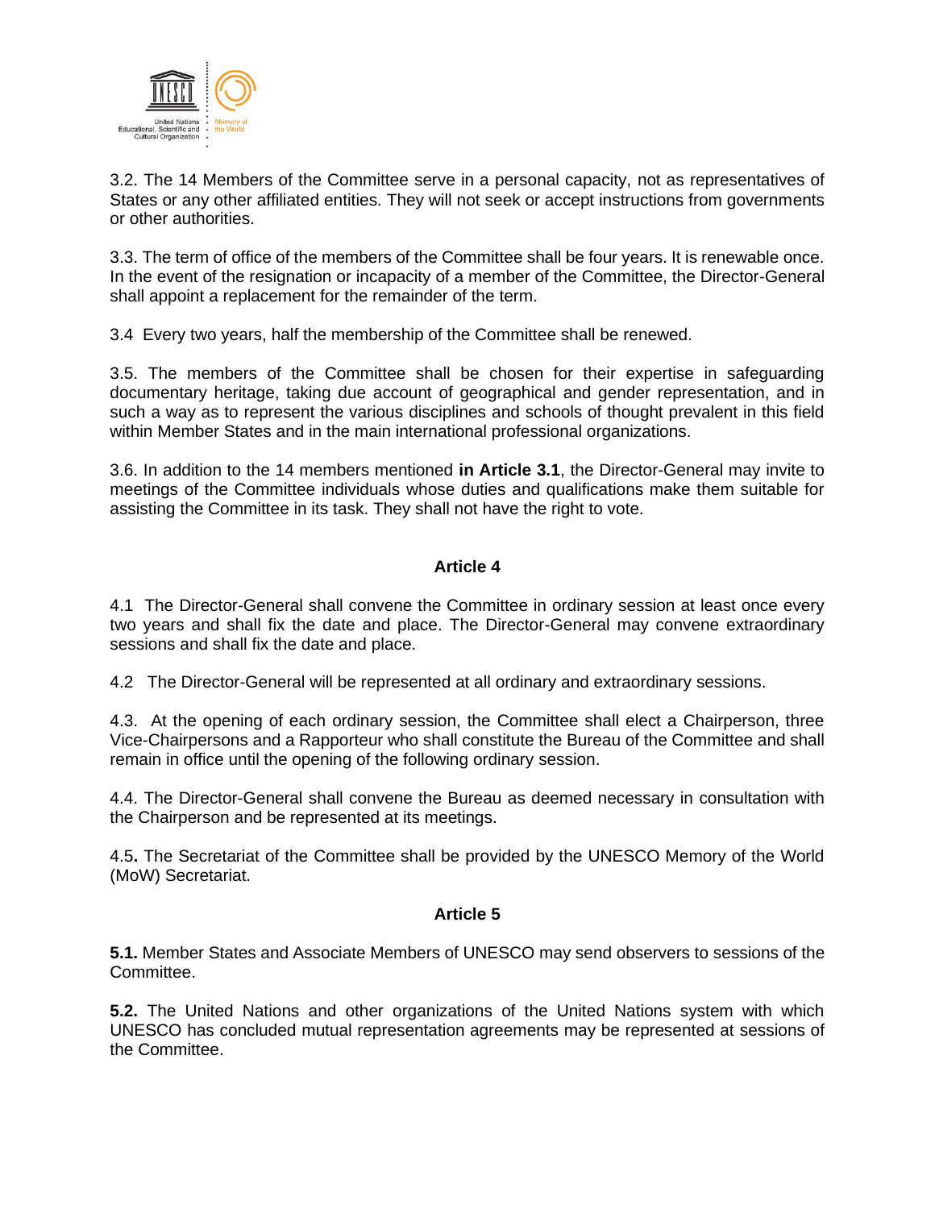3.2. The 14 Members of the Committee serve in a personal capacity, not as representatives of States or any other affiliated entities. They will not seek or accept instructions from governments or other authorities.

3.3. The term of office of the members of the Committee shall be four years. It is renewable once. In the event of the resignation or incapacity of a member of the Committee, the Director-General shall appoint a replacement for the remainder of the term.

3.4 Every two years, half the membership of the Committee shall be renewed.

3.5. The members of the Committee shall be chosen for their expertise in safeguarding documentary heritage, taking due account of geographical and gender representation, and in such a way as to represent the various disciplines and schools of thought prevalent in this field within Member States and in the main international professional organizations.

3.6. In addition to the 14 members mentioned **in Article 3.1**, the Director-General may invite to meetings of the Committee individuals whose duties and qualifications make them suitable for assisting the Committee in its task. They shall not have the right to vote.

### Article 4

4.1 The Director-General shall convene the Committee in ordinary session at least once every two years and shall fix the date and place. The Director-General may convene extraordinary sessions and shall fix the date and place.

4.2 The Director-General will be represented at all ordinary and extraordinary sessions.

4.3. At the opening of each ordinary session, the Committee shall elect a Chairperson, three Vice-Chairpersons and a Rapporteur who shall constitute the Bureau of the Committee and shall remain in office until the opening of the following ordinary session.

4.4. The Director-General shall convene the Bureau as deemed necessary in consultation with the Chairperson and be represented at its meetings.

4.5**.** The Secretariat of the Committee shall be provided by the UNESCO Memory of the World (MoW) Secretariat.

### Article 5

**5.1.** Member States and Associate Members of UNESCO may send observers to sessions of the Committee.

**5.2.** The United Nations and other organizations of the United Nations system with which UNESCO has concluded mutual representation agreements may be represented at sessions of the Committee.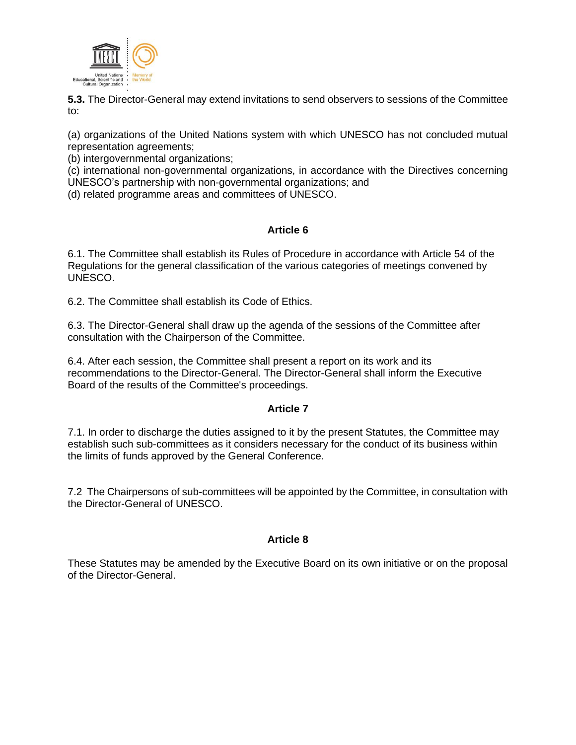**5.3.** The Director-General may extend invitations to send observers to sessions of the Committee to:

(a) organizations of the United Nations system with which UNESCO has not concluded mutual representation agreements;
(b) intergovernmental organizations;
(c) international non-governmental organizations, in accordance with the Directives concerning UNESCO's partnership with non-governmental organizations; and
(d) related programme areas and committees of UNESCO.

**Article 6**

6.1. The Committee shall establish its Rules of Procedure in accordance with Article 54 of the Regulations for the general classification of the various categories of meetings convened by UNESCO.

6.2. The Committee shall establish its Code of Ethics.

6.3. The Director-General shall draw up the agenda of the sessions of the Committee after consultation with the Chairperson of the Committee.

6.4. After each session, the Committee shall present a report on its work and its recommendations to the Director-General. The Director-General shall inform the Executive Board of the results of the Committee's proceedings.

**Article 7**

7.1. In order to discharge the duties assigned to it by the present Statutes, the Committee may establish such sub-committees as it considers necessary for the conduct of its business within the limits of funds approved by the General Conference.

7.2 The Chairpersons of sub-committees will be appointed by the Committee, in consultation with the Director-General of UNESCO.

**Article 8**

These Statutes may be amended by the Executive Board on its own initiative or on the proposal of the Director-General.